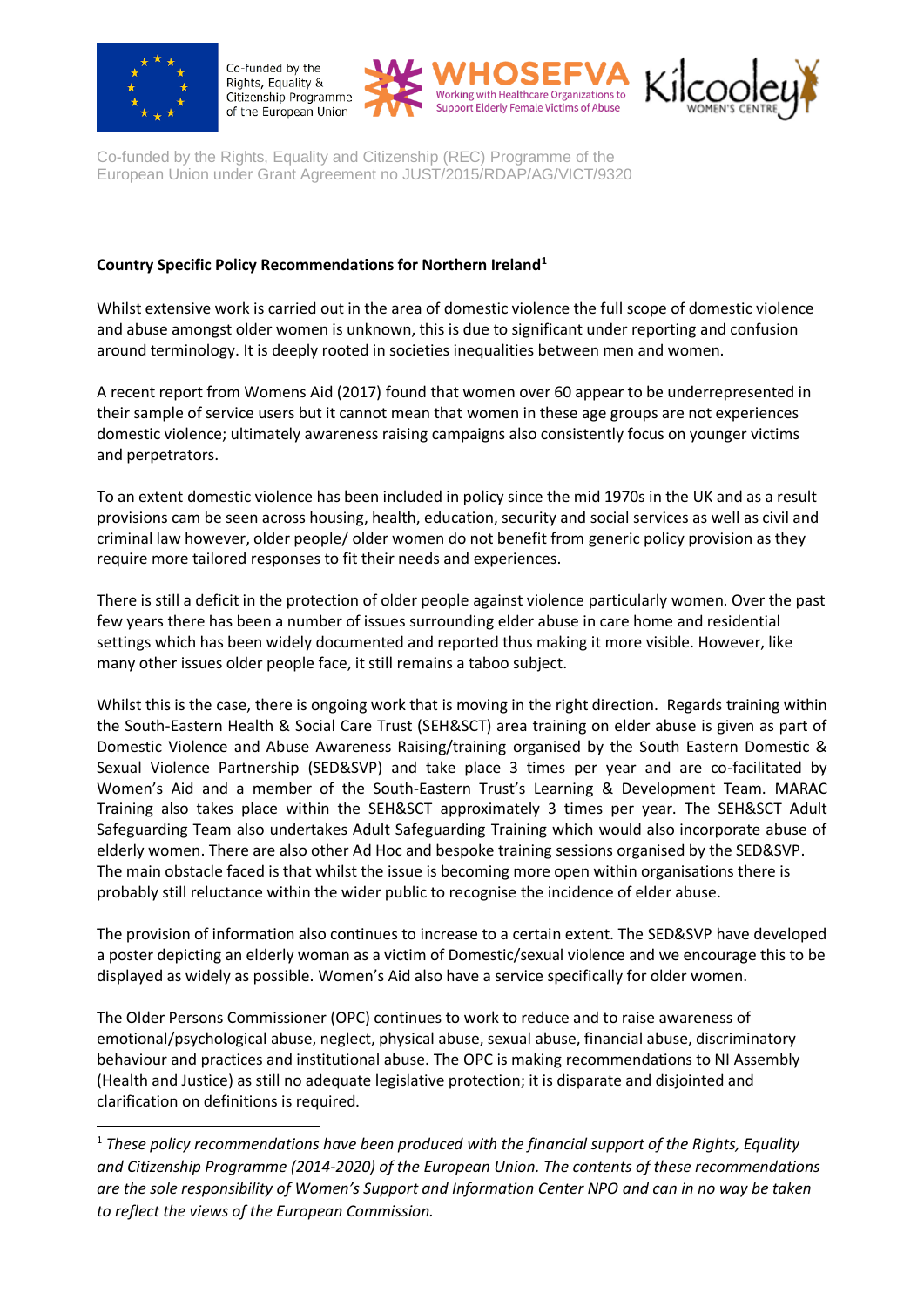Co-funded by the Rights, Equality & Citizenship Programme of the European Union

WHOSEFVA — Working with Healthcare Organizations to Support Elderly Female Victims of Abuse

Kilcooley Women's Centre

Co-funded by the Rights, Equality and Citizenship (REC) Programme of the European Union under Grant Agreement no JUST/2015/RDAP/AG/VICT/9320

**Country Specific Policy Recommendations for Northern Ireland**[1]

Whilst extensive work is carried out in the area of domestic violence the full scope of domestic violence and abuse amongst older women is unknown, this is due to significant under reporting and confusion around terminology. It is deeply rooted in societies inequalities between men and women.

A recent report from Womens Aid (2017) found that women over 60 appear to be underrepresented in their sample of service users but it cannot mean that women in these age groups are not experiences domestic violence; ultimately awareness raising campaigns also consistently focus on younger victims and perpetrators.

To an extent domestic violence has been included in policy since the mid 1970s in the UK and as a result provisions cam be seen across housing, health, education, security and social services as well as civil and criminal law however, older people/ older women do not benefit from generic policy provision as they require more tailored responses to fit their needs and experiences.

There is still a deficit in the protection of older people against violence particularly women. Over the past few years there has been a number of issues surrounding elder abuse in care home and residential settings which has been widely documented and reported thus making it more visible. However, like many other issues older people face, it still remains a taboo subject.

Whilst this is the case, there is ongoing work that is moving in the right direction. Regards training within the South-Eastern Health & Social Care Trust (SEH&SCT) area training on elder abuse is given as part of Domestic Violence and Abuse Awareness Raising/training organised by the South Eastern Domestic & Sexual Violence Partnership (SED&SVP) and take place 3 times per year and are co-facilitated by Women's Aid and a member of the South-Eastern Trust's Learning & Development Team. MARAC Training also takes place within the SEH&SCT approximately 3 times per year. The SEH&SCT Adult Safeguarding Team also undertakes Adult Safeguarding Training which would also incorporate abuse of elderly women. There are also other Ad Hoc and bespoke training sessions organised by the SED&SVP. The main obstacle faced is that whilst the issue is becoming more open within organisations there is probably still reluctance within the wider public to recognise the incidence of elder abuse.

The provision of information also continues to increase to a certain extent. The SED&SVP have developed a poster depicting an elderly woman as a victim of Domestic/sexual violence and we encourage this to be displayed as widely as possible. Women's Aid also have a service specifically for older women.

The Older Persons Commissioner (OPC) continues to work to reduce and to raise awareness of emotional/psychological abuse, neglect, physical abuse, sexual abuse, financial abuse, discriminatory behaviour and practices and institutional abuse. The OPC is making recommendations to NI Assembly (Health and Justice) as still no adequate legislative protection; it is disparate and disjointed and clarification on definitions is required.

---

[1] *These policy recommendations have been produced with the financial support of the Rights, Equality and Citizenship Programme (2014-2020) of the European Union. The contents of these recommendations are the sole responsibility of Women's Support and Information Center NPO and can in no way be taken to reflect the views of the European Commission.*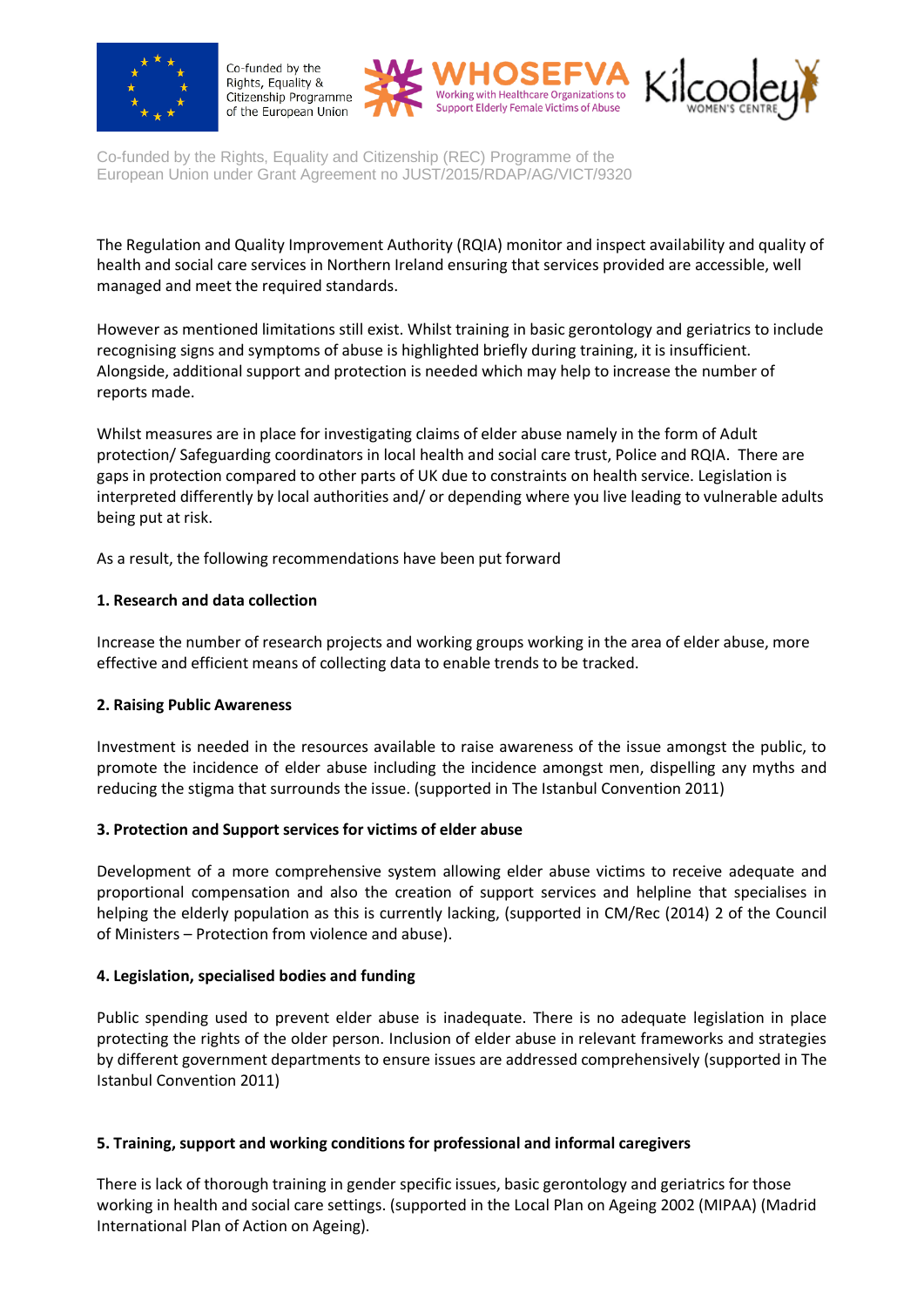Co-funded by the Rights, Equality & Citizenship Programme of the European Union

WHOSEFVA Working with Healthcare Organizations to Support Elderly Female Victims of Abuse

Kilcooley WOMEN'S CENTRE

Co-funded by the Rights, Equality and Citizenship (REC) Programme of the European Union under Grant Agreement no JUST/2015/RDAP/AG/VICT/9320

The Regulation and Quality Improvement Authority (RQIA) monitor and inspect availability and quality of health and social care services in Northern Ireland ensuring that services provided are accessible, well managed and meet the required standards.

However as mentioned limitations still exist. Whilst training in basic gerontology and geriatrics to include recognising signs and symptoms of abuse is highlighted briefly during training, it is insufficient. Alongside, additional support and protection is needed which may help to increase the number of reports made.

Whilst measures are in place for investigating claims of elder abuse namely in the form of Adult protection/ Safeguarding coordinators in local health and social care trust, Police and RQIA. There are gaps in protection compared to other parts of UK due to constraints on health service. Legislation is interpreted differently by local authorities and/ or depending where you live leading to vulnerable adults being put at risk.

As a result, the following recommendations have been put forward

**1. Research and data collection**

Increase the number of research projects and working groups working in the area of elder abuse, more effective and efficient means of collecting data to enable trends to be tracked.

**2. Raising Public Awareness**

Investment is needed in the resources available to raise awareness of the issue amongst the public, to promote the incidence of elder abuse including the incidence amongst men, dispelling any myths and reducing the stigma that surrounds the issue. (supported in The Istanbul Convention 2011)

**3. Protection and Support services for victims of elder abuse**

Development of a more comprehensive system allowing elder abuse victims to receive adequate and proportional compensation and also the creation of support services and helpline that specialises in helping the elderly population as this is currently lacking, (supported in CM/Rec (2014) 2 of the Council of Ministers – Protection from violence and abuse).

**4. Legislation, specialised bodies and funding**

Public spending used to prevent elder abuse is inadequate. There is no adequate legislation in place protecting the rights of the older person. Inclusion of elder abuse in relevant frameworks and strategies by different government departments to ensure issues are addressed comprehensively (supported in The Istanbul Convention 2011)

**5. Training, support and working conditions for professional and informal caregivers**

There is lack of thorough training in gender specific issues, basic gerontology and geriatrics for those working in health and social care settings. (supported in the Local Plan on Ageing 2002 (MIPAA) (Madrid International Plan of Action on Ageing).